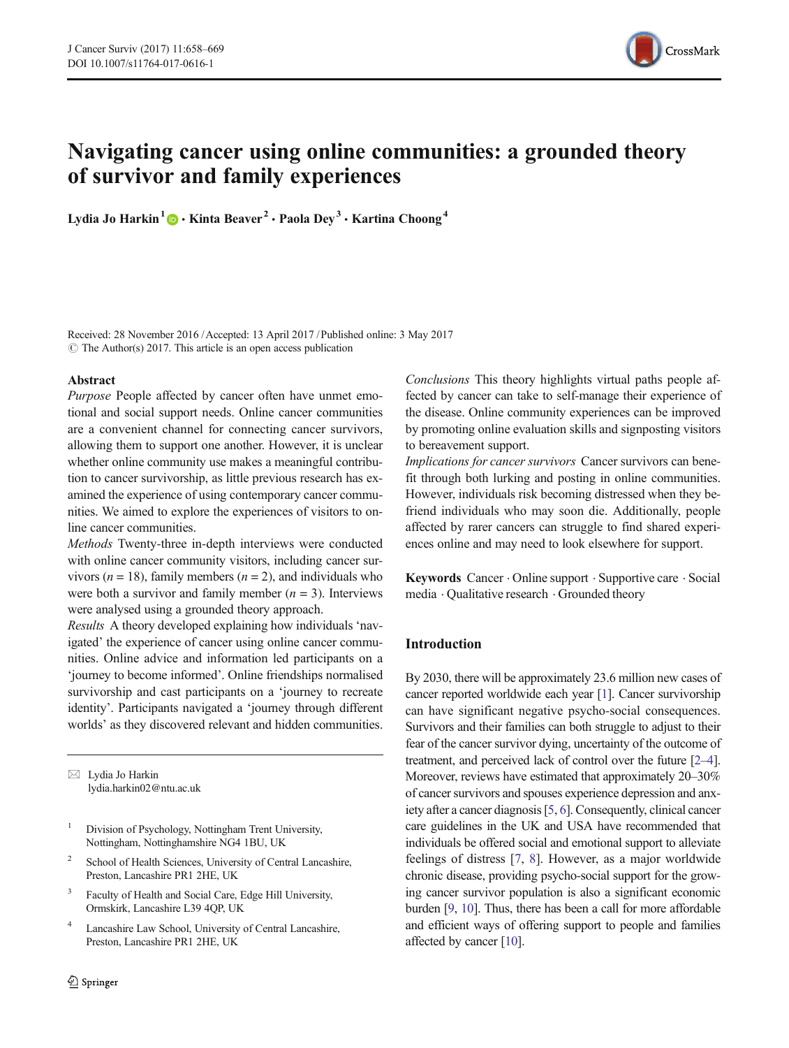# Navigating cancer using online communities: a grounded theory of survivor and family experiences

**Lydia Jo Harkin**[1] · **Kinta Beaver**[2] · **Paola Dey**[3] · **Kartina Choong**[4]

Received: 28 November 2016 / Accepted: 13 April 2017 / Published online: 3 May 2017
© The Author(s) 2017. This article is an open access publication

## Abstract

*Purpose* People affected by cancer often have unmet emotional and social support needs. Online cancer communities are a convenient channel for connecting cancer survivors, allowing them to support one another. However, it is unclear whether online community use makes a meaningful contribution to cancer survivorship, as little previous research has examined the experience of using contemporary cancer communities. We aimed to explore the experiences of visitors to online cancer communities.

*Methods* Twenty-three in-depth interviews were conducted with online cancer community visitors, including cancer survivors ($n = 18$), family members ($n = 2$), and individuals who were both a survivor and family member ($n = 3$). Interviews were analysed using a grounded theory approach.

*Results* A theory developed explaining how individuals 'navigated' the experience of cancer using online cancer communities. Online advice and information led participants on a 'journey to become informed'. Online friendships normalised survivorship and cast participants on a 'journey to recreate identity'. Participants navigated a 'journey through different worlds' as they discovered relevant and hidden communities.

*Conclusions* This theory highlights virtual paths people affected by cancer can take to self-manage their experience of the disease. Online community experiences can be improved by promoting online evaluation skills and signposting visitors to bereavement support.

*Implications for cancer survivors* Cancer survivors can benefit through both lurking and posting in online communities. However, individuals risk becoming distressed when they befriend individuals who may soon die. Additionally, people affected by rarer cancers can struggle to find shared experiences online and may need to look elsewhere for support.

**Keywords** Cancer · Online support · Supportive care · Social media · Qualitative research · Grounded theory

✉ Lydia Jo Harkin
lydia.harkin02@ntu.ac.uk

[1] Division of Psychology, Nottingham Trent University, Nottingham, Nottinghamshire NG4 1BU, UK

[2] School of Health Sciences, University of Central Lancashire, Preston, Lancashire PR1 2HE, UK

[3] Faculty of Health and Social Care, Edge Hill University, Ormskirk, Lancashire L39 4QP, UK

[4] Lancashire Law School, University of Central Lancashire, Preston, Lancashire PR1 2HE, UK

## Introduction

By 2030, there will be approximately 23.6 million new cases of cancer reported worldwide each year [1]. Cancer survivorship can have significant negative psycho-social consequences. Survivors and their families can both struggle to adjust to their fear of the cancer survivor dying, uncertainty of the outcome of treatment, and perceived lack of control over the future [2–4]. Moreover, reviews have estimated that approximately 20–30% of cancer survivors and spouses experience depression and anxiety after a cancer diagnosis [5, 6]. Consequently, clinical cancer care guidelines in the UK and USA have recommended that individuals be offered social and emotional support to alleviate feelings of distress [7, 8]. However, as a major worldwide chronic disease, providing psycho-social support for the growing cancer survivor population is also a significant economic burden [9, 10]. Thus, there has been a call for more affordable and efficient ways of offering support to people and families affected by cancer [10].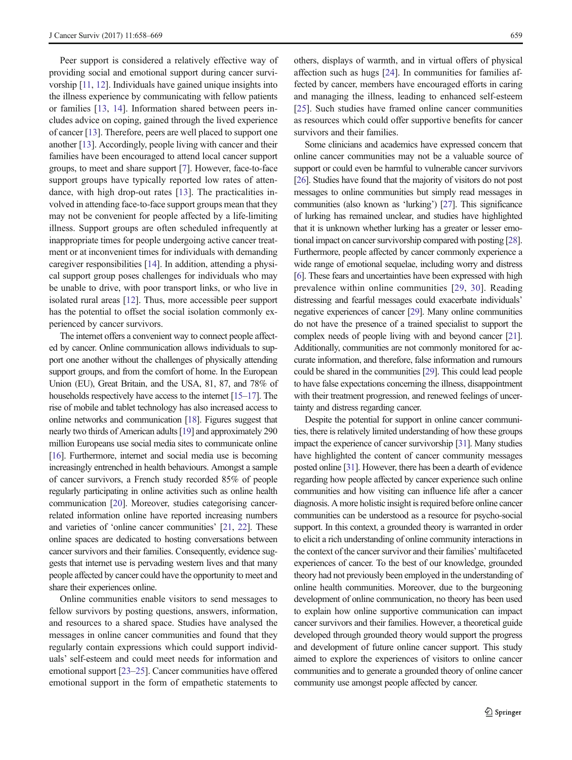Peer support is considered a relatively effective way of providing social and emotional support during cancer survivorship [11, 12]. Individuals have gained unique insights into the illness experience by communicating with fellow patients or families [13, 14]. Information shared between peers includes advice on coping, gained through the lived experience of cancer [13]. Therefore, peers are well placed to support one another [13]. Accordingly, people living with cancer and their families have been encouraged to attend local cancer support groups, to meet and share support [7]. However, face-to-face support groups have typically reported low rates of attendance, with high drop-out rates [13]. The practicalities involved in attending face-to-face support groups mean that they may not be convenient for people affected by a life-limiting illness. Support groups are often scheduled infrequently at inappropriate times for people undergoing active cancer treatment or at inconvenient times for individuals with demanding caregiver responsibilities [14]. In addition, attending a physical support group poses challenges for individuals who may be unable to drive, with poor transport links, or who live in isolated rural areas [12]. Thus, more accessible peer support has the potential to offset the social isolation commonly experienced by cancer survivors.

The internet offers a convenient way to connect people affected by cancer. Online communication allows individuals to support one another without the challenges of physically attending support groups, and from the comfort of home. In the European Union (EU), Great Britain, and the USA, 81, 87, and 78% of households respectively have access to the internet [15–17]. The rise of mobile and tablet technology has also increased access to online networks and communication [18]. Figures suggest that nearly two thirds of American adults [19] and approximately 290 million Europeans use social media sites to communicate online [16]. Furthermore, internet and social media use is becoming increasingly entrenched in health behaviours. Amongst a sample of cancer survivors, a French study recorded 85% of people regularly participating in online activities such as online health communication [20]. Moreover, studies categorising cancer-related information online have reported increasing numbers and varieties of 'online cancer communities' [21, 22]. These online spaces are dedicated to hosting conversations between cancer survivors and their families. Consequently, evidence suggests that internet use is pervading western lives and that many people affected by cancer could have the opportunity to meet and share their experiences online.

Online communities enable visitors to send messages to fellow survivors by posting questions, answers, information, and resources to a shared space. Studies have analysed the messages in online cancer communities and found that they regularly contain expressions which could support individuals' self-esteem and could meet needs for information and emotional support [23–25]. Cancer communities have offered emotional support in the form of empathetic statements to others, displays of warmth, and in virtual offers of physical affection such as hugs [24]. In communities for families affected by cancer, members have encouraged efforts in caring and managing the illness, leading to enhanced self-esteem [25]. Such studies have framed online cancer communities as resources which could offer supportive benefits for cancer survivors and their families.

Some clinicians and academics have expressed concern that online cancer communities may not be a valuable source of support or could even be harmful to vulnerable cancer survivors [26]. Studies have found that the majority of visitors do not post messages to online communities but simply read messages in communities (also known as 'lurking') [27]. This significance of lurking has remained unclear, and studies have highlighted that it is unknown whether lurking has a greater or lesser emotional impact on cancer survivorship compared with posting [28]. Furthermore, people affected by cancer commonly experience a wide range of emotional sequelae, including worry and distress [6]. These fears and uncertainties have been expressed with high prevalence within online communities [29, 30]. Reading distressing and fearful messages could exacerbate individuals' negative experiences of cancer [29]. Many online communities do not have the presence of a trained specialist to support the complex needs of people living with and beyond cancer [21]. Additionally, communities are not commonly monitored for accurate information, and therefore, false information and rumours could be shared in the communities [29]. This could lead people to have false expectations concerning the illness, disappointment with their treatment progression, and renewed feelings of uncertainty and distress regarding cancer.

Despite the potential for support in online cancer communities, there is relatively limited understanding of how these groups impact the experience of cancer survivorship [31]. Many studies have highlighted the content of cancer community messages posted online [31]. However, there has been a dearth of evidence regarding how people affected by cancer experience such online communities and how visiting can influence life after a cancer diagnosis. A more holistic insight is required before online cancer communities can be understood as a resource for psycho-social support. In this context, a grounded theory is warranted in order to elicit a rich understanding of online community interactions in the context of the cancer survivor and their families' multifaceted experiences of cancer. To the best of our knowledge, grounded theory had not previously been employed in the understanding of online health communities. Moreover, due to the burgeoning development of online communication, no theory has been used to explain how online supportive communication can impact cancer survivors and their families. However, a theoretical guide developed through grounded theory would support the progress and development of future online cancer support. This study aimed to explore the experiences of visitors to online cancer communities and to generate a grounded theory of online cancer community use amongst people affected by cancer.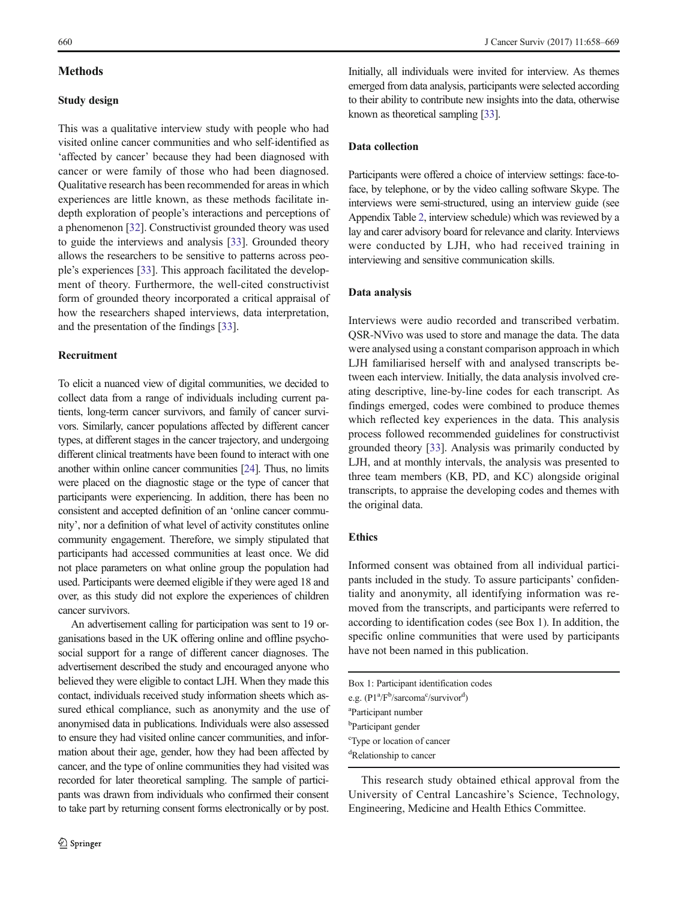## Methods

### Study design

This was a qualitative interview study with people who had visited online cancer communities and who self-identified as 'affected by cancer' because they had been diagnosed with cancer or were family of those who had been diagnosed. Qualitative research has been recommended for areas in which experiences are little known, as these methods facilitate in-depth exploration of people's interactions and perceptions of a phenomenon [32]. Constructivist grounded theory was used to guide the interviews and analysis [33]. Grounded theory allows the researchers to be sensitive to patterns across people's experiences [33]. This approach facilitated the development of theory. Furthermore, the well-cited constructivist form of grounded theory incorporated a critical appraisal of how the researchers shaped interviews, data interpretation, and the presentation of the findings [33].

### Recruitment

To elicit a nuanced view of digital communities, we decided to collect data from a range of individuals including current patients, long-term cancer survivors, and family of cancer survivors. Similarly, cancer populations affected by different cancer types, at different stages in the cancer trajectory, and undergoing different clinical treatments have been found to interact with one another within online cancer communities [24]. Thus, no limits were placed on the diagnostic stage or the type of cancer that participants were experiencing. In addition, there has been no consistent and accepted definition of an 'online cancer community', nor a definition of what level of activity constitutes online community engagement. Therefore, we simply stipulated that participants had accessed communities at least once. We did not place parameters on what online group the population had used. Participants were deemed eligible if they were aged 18 and over, as this study did not explore the experiences of children cancer survivors.

An advertisement calling for participation was sent to 19 organisations based in the UK offering online and offline psychosocial support for a range of different cancer diagnoses. The advertisement described the study and encouraged anyone who believed they were eligible to contact LJH. When they made this contact, individuals received study information sheets which assured ethical compliance, such as anonymity and the use of anonymised data in publications. Individuals were also assessed to ensure they had visited online cancer communities, and information about their age, gender, how they had been affected by cancer, and the type of online communities they had visited was recorded for later theoretical sampling. The sample of participants was drawn from individuals who confirmed their consent to take part by returning consent forms electronically or by post. Initially, all individuals were invited for interview. As themes emerged from data analysis, participants were selected according to their ability to contribute new insights into the data, otherwise known as theoretical sampling [33].

### Data collection

Participants were offered a choice of interview settings: face-to-face, by telephone, or by the video calling software Skype. The interviews were semi-structured, using an interview guide (see Appendix Table 2, interview schedule) which was reviewed by a lay and carer advisory board for relevance and clarity. Interviews were conducted by LJH, who had received training in interviewing and sensitive communication skills.

### Data analysis

Interviews were audio recorded and transcribed verbatim. QSR-NVivo was used to store and manage the data. The data were analysed using a constant comparison approach in which LJH familiarised herself with and analysed transcripts between each interview. Initially, the data analysis involved creating descriptive, line-by-line codes for each transcript. As findings emerged, codes were combined to produce themes which reflected key experiences in the data. This analysis process followed recommended guidelines for constructivist grounded theory [33]. Analysis was primarily conducted by LJH, and at monthly intervals, the analysis was presented to three team members (KB, PD, and KC) alongside original transcripts, to appraise the developing codes and themes with the original data.

### Ethics

Informed consent was obtained from all individual participants included in the study. To assure participants' confidentiality and anonymity, all identifying information was removed from the transcripts, and participants were referred to according to identification codes (see Box 1). In addition, the specific online communities that were used by participants have not been named in this publication.

Box 1: Participant identification codes
e.g. (P1[a]/F[b]/sarcoma[c]/survivor[d])
[a]Participant number
[b]Participant gender
[c]Type or location of cancer
[d]Relationship to cancer

This research study obtained ethical approval from the University of Central Lancashire's Science, Technology, Engineering, Medicine and Health Ethics Committee.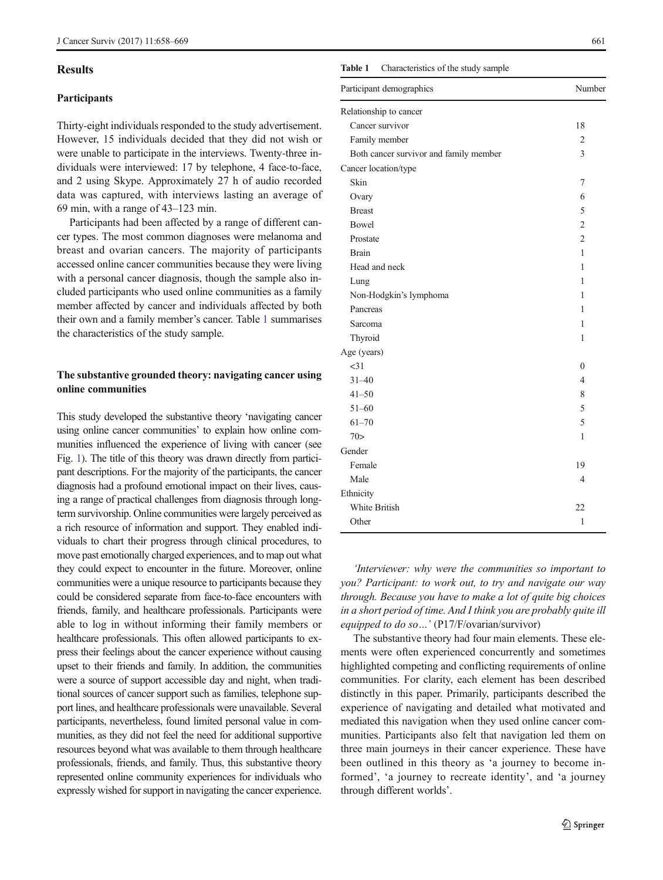## Results

### Participants

Thirty-eight individuals responded to the study advertisement. However, 15 individuals decided that they did not wish or were unable to participate in the interviews. Twenty-three individuals were interviewed: 17 by telephone, 4 face-to-face, and 2 using Skype. Approximately 27 h of audio recorded data was captured, with interviews lasting an average of 69 min, with a range of 43–123 min.

Participants had been affected by a range of different cancer types. The most common diagnoses were melanoma and breast and ovarian cancers. The majority of participants accessed online cancer communities because they were living with a personal cancer diagnosis, though the sample also included participants who used online communities as a family member affected by cancer and individuals affected by both their own and a family member's cancer. Table 1 summarises the characteristics of the study sample.

**Table 1** Characteristics of the study sample

| Participant demographics | Number |
|---|---|
| Relationship to cancer | |
| Cancer survivor | 18 |
| Family member | 2 |
| Both cancer survivor and family member | 3 |
| Cancer location/type | |
| Skin | 7 |
| Ovary | 6 |
| Breast | 5 |
| Bowel | 2 |
| Prostate | 2 |
| Brain | 1 |
| Head and neck | 1 |
| Lung | 1 |
| Non-Hodgkin's lymphoma | 1 |
| Pancreas | 1 |
| Sarcoma | 1 |
| Thyroid | 1 |
| Age (years) | |
| <31 | 0 |
| 31–40 | 4 |
| 41–50 | 8 |
| 51–60 | 5 |
| 61–70 | 5 |
| 70> | 1 |
| Gender | |
| Female | 19 |
| Male | 4 |
| Ethnicity | |
| White British | 22 |
| Other | 1 |

### The substantive grounded theory: navigating cancer using online communities

This study developed the substantive theory 'navigating cancer using online cancer communities' to explain how online communities influenced the experience of living with cancer (see Fig. 1). The title of this theory was drawn directly from participant descriptions. For the majority of the participants, the cancer diagnosis had a profound emotional impact on their lives, causing a range of practical challenges from diagnosis through long-term survivorship. Online communities were largely perceived as a rich resource of information and support. They enabled individuals to chart their progress through clinical procedures, to move past emotionally charged experiences, and to map out what they could expect to encounter in the future. Moreover, online communities were a unique resource to participants because they could be considered separate from face-to-face encounters with friends, family, and healthcare professionals. Participants were able to log in without informing their family members or healthcare professionals. This often allowed participants to express their feelings about the cancer experience without causing upset to their friends and family. In addition, the communities were a source of support accessible day and night, when traditional sources of cancer support such as families, telephone support lines, and healthcare professionals were unavailable. Several participants, nevertheless, found limited personal value in communities, as they did not feel the need for additional supportive resources beyond what was available to them through healthcare professionals, friends, and family. Thus, this substantive theory represented online community experiences for individuals who expressly wished for support in navigating the cancer experience.

*'Interviewer: why were the communities so important to you? Participant: to work out, to try and navigate our way through. Because you have to make a lot of quite big choices in a short period of time. And I think you are probably quite ill equipped to do so…'* (P17/F/ovarian/survivor)

The substantive theory had four main elements. These elements were often experienced concurrently and sometimes highlighted competing and conflicting requirements of online communities. For clarity, each element has been described distinctly in this paper. Primarily, participants described the experience of navigating and detailed what motivated and mediated this navigation when they used online cancer communities. Participants also felt that navigation led them on three main journeys in their cancer experience. These have been outlined in this theory as 'a journey to become informed', 'a journey to recreate identity', and 'a journey through different worlds'.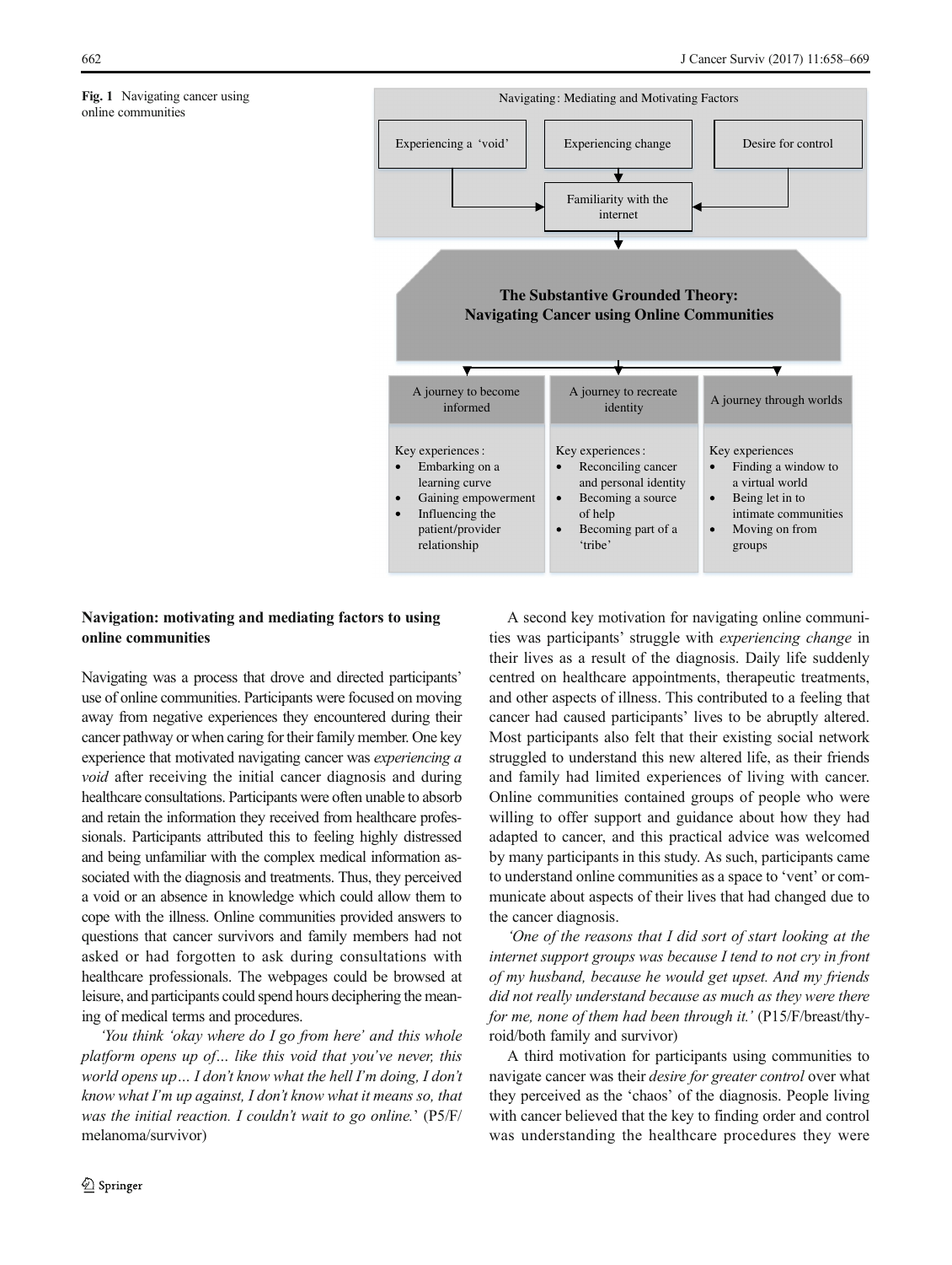**Fig. 1** Navigating cancer using online communities

Navigating: Mediating and Motivating Factors

Experiencing a 'void'

Experiencing change

Desire for control

Familiarity with the internet

**The Substantive Grounded Theory: Navigating Cancer using Online Communities**

A journey to become informed

Key experiences:
- Embarking on a learning curve
- Gaining empowerment
- Influencing the patient/provider relationship

A journey to recreate identity

Key experiences:
- Reconciling cancer and personal identity
- Becoming a source of help
- Becoming part of a 'tribe'

A journey through worlds

Key experiences
- Finding a window to a virtual world
- Being let in to intimate communities
- Moving on from groups

### Navigation: motivating and mediating factors to using online communities

Navigating was a process that drove and directed participants' use of online communities. Participants were focused on moving away from negative experiences they encountered during their cancer pathway or when caring for their family member. One key experience that motivated navigating cancer was *experiencing a void* after receiving the initial cancer diagnosis and during healthcare consultations. Participants were often unable to absorb and retain the information they received from healthcare professionals. Participants attributed this to feeling highly distressed and being unfamiliar with the complex medical information associated with the diagnosis and treatments. Thus, they perceived a void or an absence in knowledge which could allow them to cope with the illness. Online communities provided answers to questions that cancer survivors and family members had not asked or had forgotten to ask during consultations with healthcare professionals. The webpages could be browsed at leisure, and participants could spend hours deciphering the meaning of medical terms and procedures.

*'You think 'okay where do I go from here' and this whole platform opens up of… like this void that you've never, this world opens up… I don't know what the hell I'm doing, I don't know what I'm up against, I don't know what it means so, that was the initial reaction. I couldn't wait to go online.*' (P5/F/melanoma/survivor)

A second key motivation for navigating online communities was participants' struggle with *experiencing change* in their lives as a result of the diagnosis. Daily life suddenly centred on healthcare appointments, therapeutic treatments, and other aspects of illness. This contributed to a feeling that cancer had caused participants' lives to be abruptly altered. Most participants also felt that their existing social network struggled to understand this new altered life, as their friends and family had limited experiences of living with cancer. Online communities contained groups of people who were willing to offer support and guidance about how they had adapted to cancer, and this practical advice was welcomed by many participants in this study. As such, participants came to understand online communities as a space to 'vent' or communicate about aspects of their lives that had changed due to the cancer diagnosis.

*'One of the reasons that I did sort of start looking at the internet support groups was because I tend to not cry in front of my husband, because he would get upset. And my friends did not really understand because as much as they were there for me, none of them had been through it.'* (P15/F/breast/thyroid/both family and survivor)

A third motivation for participants using communities to navigate cancer was their *desire for greater control* over what they perceived as the 'chaos' of the diagnosis. People living with cancer believed that the key to finding order and control was understanding the healthcare procedures they were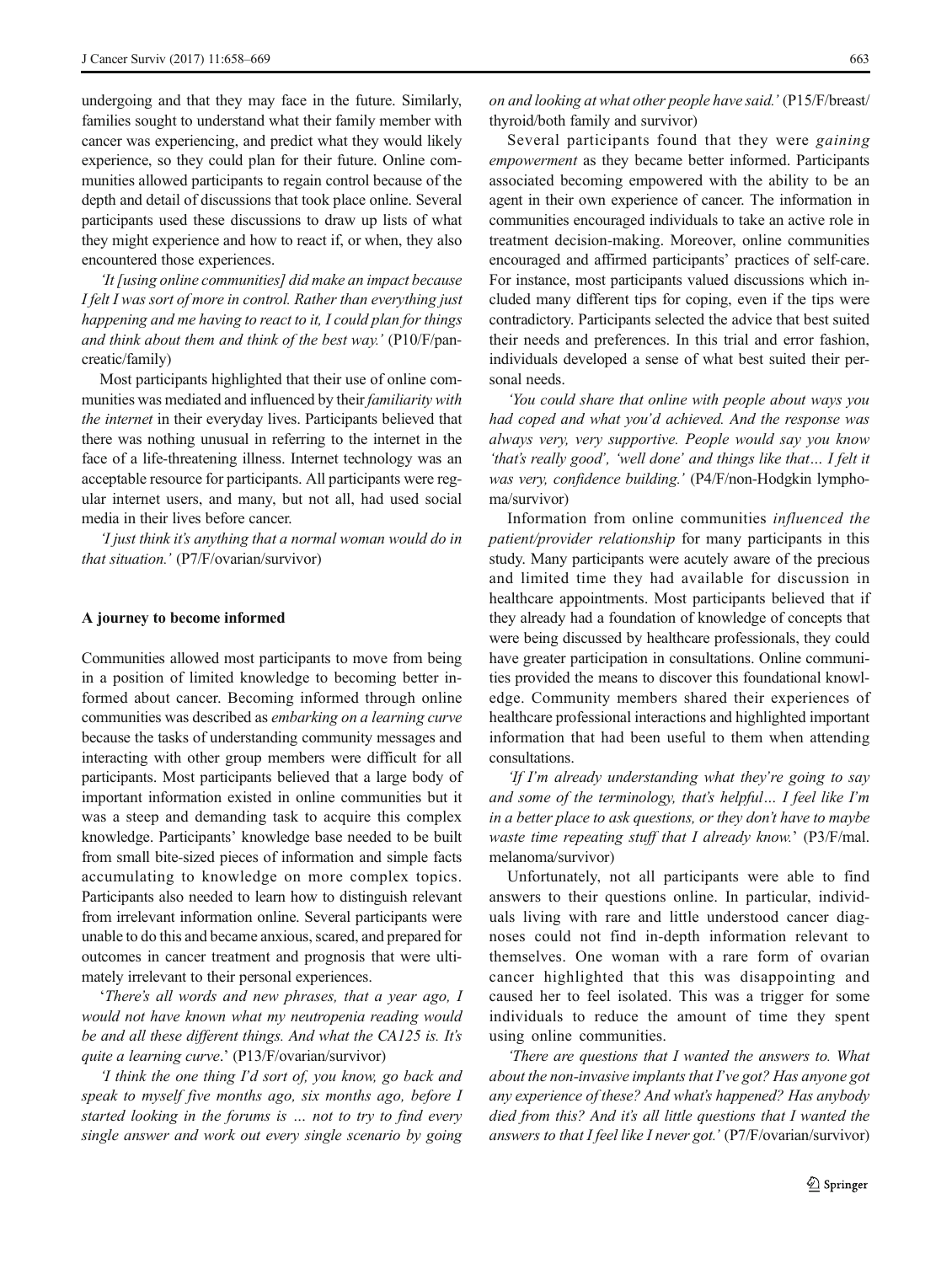undergoing and that they may face in the future. Similarly, families sought to understand what their family member with cancer was experiencing, and predict what they would likely experience, so they could plan for their future. Online communities allowed participants to regain control because of the depth and detail of discussions that took place online. Several participants used these discussions to draw up lists of what they might experience and how to react if, or when, they also encountered those experiences.

*'It [using online communities] did make an impact because I felt I was sort of more in control. Rather than everything just happening and me having to react to it, I could plan for things and think about them and think of the best way.'* (P10/F/pancreatic/family)

Most participants highlighted that their use of online communities was mediated and influenced by their *familiarity with the internet* in their everyday lives. Participants believed that there was nothing unusual in referring to the internet in the face of a life-threatening illness. Internet technology was an acceptable resource for participants. All participants were regular internet users, and many, but not all, had used social media in their lives before cancer.

*'I just think it's anything that a normal woman would do in that situation.'* (P7/F/ovarian/survivor)

### A journey to become informed

Communities allowed most participants to move from being in a position of limited knowledge to becoming better informed about cancer. Becoming informed through online communities was described as *embarking on a learning curve* because the tasks of understanding community messages and interacting with other group members were difficult for all participants. Most participants believed that a large body of important information existed in online communities but it was a steep and demanding task to acquire this complex knowledge. Participants' knowledge base needed to be built from small bite-sized pieces of information and simple facts accumulating to knowledge on more complex topics. Participants also needed to learn how to distinguish relevant from irrelevant information online. Several participants were unable to do this and became anxious, scared, and prepared for outcomes in cancer treatment and prognosis that were ultimately irrelevant to their personal experiences.

'*There's all words and new phrases, that a year ago, I would not have known what my neutropenia reading would be and all these different things. And what the CA125 is. It's quite a learning curve*.' (P13/F/ovarian/survivor)

*'I think the one thing I'd sort of, you know, go back and speak to myself five months ago, six months ago, before I started looking in the forums is … not to try to find every single answer and work out every single scenario by going on and looking at what other people have said.'* (P15/F/breast/thyroid/both family and survivor)

Several participants found that they were *gaining empowerment* as they became better informed. Participants associated becoming empowered with the ability to be an agent in their own experience of cancer. The information in communities encouraged individuals to take an active role in treatment decision-making. Moreover, online communities encouraged and affirmed participants' practices of self-care. For instance, most participants valued discussions which included many different tips for coping, even if the tips were contradictory. Participants selected the advice that best suited their needs and preferences. In this trial and error fashion, individuals developed a sense of what best suited their personal needs.

*'You could share that online with people about ways you had coped and what you'd achieved. And the response was always very, very supportive. People would say you know 'that's really good', 'well done' and things like that… I felt it was very, confidence building.'* (P4/F/non-Hodgkin lymphoma/survivor)

Information from online communities *influenced the patient/provider relationship* for many participants in this study. Many participants were acutely aware of the precious and limited time they had available for discussion in healthcare appointments. Most participants believed that if they already had a foundation of knowledge of concepts that were being discussed by healthcare professionals, they could have greater participation in consultations. Online communities provided the means to discover this foundational knowledge. Community members shared their experiences of healthcare professional interactions and highlighted important information that had been useful to them when attending consultations.

*'If I'm already understanding what they're going to say and some of the terminology, that's helpful… I feel like I'm in a better place to ask questions, or they don't have to maybe waste time repeating stuff that I already know.*' (P3/F/mal. melanoma/survivor)

Unfortunately, not all participants were able to find answers to their questions online. In particular, individuals living with rare and little understood cancer diagnoses could not find in-depth information relevant to themselves. One woman with a rare form of ovarian cancer highlighted that this was disappointing and caused her to feel isolated. This was a trigger for some individuals to reduce the amount of time they spent using online communities.

*'There are questions that I wanted the answers to. What about the non-invasive implants that I've got? Has anyone got any experience of these? And what's happened? Has anybody died from this? And it's all little questions that I wanted the answers to that I feel like I never got.'* (P7/F/ovarian/survivor)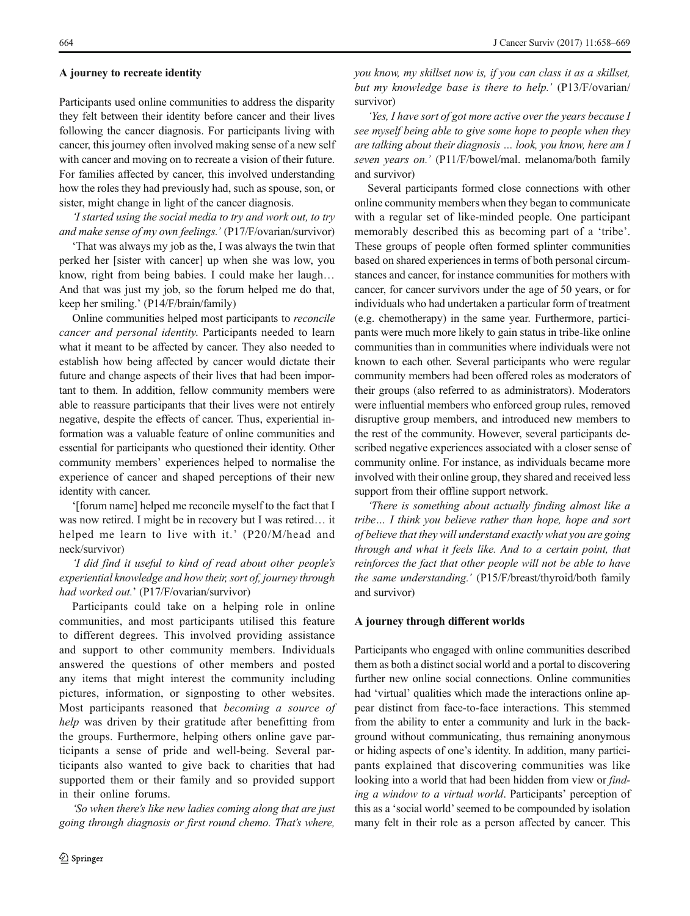### A journey to recreate identity

Participants used online communities to address the disparity they felt between their identity before cancer and their lives following the cancer diagnosis. For participants living with cancer, this journey often involved making sense of a new self with cancer and moving on to recreate a vision of their future. For families affected by cancer, this involved understanding how the roles they had previously had, such as spouse, son, or sister, might change in light of the cancer diagnosis.

*'I started using the social media to try and work out, to try and make sense of my own feelings.'* (P17/F/ovarian/survivor)

'That was always my job as the, I was always the twin that perked her [sister with cancer] up when she was low, you know, right from being babies. I could make her laugh… And that was just my job, so the forum helped me do that, keep her smiling.' (P14/F/brain/family)

Online communities helped most participants to *reconcile cancer and personal identity*. Participants needed to learn what it meant to be affected by cancer. They also needed to establish how being affected by cancer would dictate their future and change aspects of their lives that had been important to them. In addition, fellow community members were able to reassure participants that their lives were not entirely negative, despite the effects of cancer. Thus, experiential information was a valuable feature of online communities and essential for participants who questioned their identity. Other community members' experiences helped to normalise the experience of cancer and shaped perceptions of their new identity with cancer.

'[forum name] helped me reconcile myself to the fact that I was now retired. I might be in recovery but I was retired… it helped me learn to live with it.' (P20/M/head and neck/survivor)

*'I did find it useful to kind of read about other people's experiential knowledge and how their, sort of, journey through had worked out.'* (P17/F/ovarian/survivor)

Participants could take on a helping role in online communities, and most participants utilised this feature to different degrees. This involved providing assistance and support to other community members. Individuals answered the questions of other members and posted any items that might interest the community including pictures, information, or signposting to other websites. Most participants reasoned that *becoming a source of help* was driven by their gratitude after benefitting from the groups. Furthermore, helping others online gave participants a sense of pride and well-being. Several participants also wanted to give back to charities that had supported them or their family and so provided support in their online forums.

*'So when there's like new ladies coming along that are just going through diagnosis or first round chemo. That's where, you know, my skillset now is, if you can class it as a skillset, but my knowledge base is there to help.'* (P13/F/ovarian/survivor)

*'Yes, I have sort of got more active over the years because I see myself being able to give some hope to people when they are talking about their diagnosis … look, you know, here am I seven years on.'* (P11/F/bowel/mal. melanoma/both family and survivor)

Several participants formed close connections with other online community members when they began to communicate with a regular set of like-minded people. One participant memorably described this as becoming part of a 'tribe'. These groups of people often formed splinter communities based on shared experiences in terms of both personal circumstances and cancer, for instance communities for mothers with cancer, for cancer survivors under the age of 50 years, or for individuals who had undertaken a particular form of treatment (e.g. chemotherapy) in the same year. Furthermore, participants were much more likely to gain status in tribe-like online communities than in communities where individuals were not known to each other. Several participants who were regular community members had been offered roles as moderators of their groups (also referred to as administrators). Moderators were influential members who enforced group rules, removed disruptive group members, and introduced new members to the rest of the community. However, several participants described negative experiences associated with a closer sense of community online. For instance, as individuals became more involved with their online group, they shared and received less support from their offline support network.

*'There is something about actually finding almost like a tribe… I think you believe rather than hope, hope and sort of believe that they will understand exactly what you are going through and what it feels like. And to a certain point, that reinforces the fact that other people will not be able to have the same understanding.'* (P15/F/breast/thyroid/both family and survivor)

### A journey through different worlds

Participants who engaged with online communities described them as both a distinct social world and a portal to discovering further new online social connections. Online communities had 'virtual' qualities which made the interactions online appear distinct from face-to-face interactions. This stemmed from the ability to enter a community and lurk in the background without communicating, thus remaining anonymous or hiding aspects of one's identity. In addition, many participants explained that discovering communities was like looking into a world that had been hidden from view or *finding a window to a virtual world*. Participants' perception of this as a 'social world' seemed to be compounded by isolation many felt in their role as a person affected by cancer. This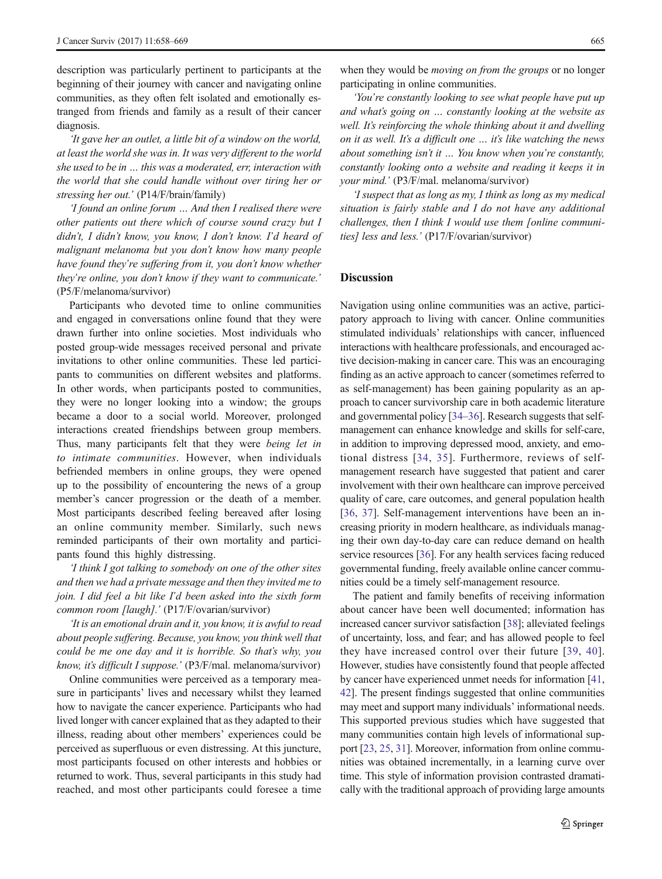description was particularly pertinent to participants at the beginning of their journey with cancer and navigating online communities, as they often felt isolated and emotionally estranged from friends and family as a result of their cancer diagnosis.

*'It gave her an outlet, a little bit of a window on the world, at least the world she was in. It was very different to the world she used to be in … this was a moderated, err, interaction with the world that she could handle without over tiring her or stressing her out.'* (P14/F/brain/family)

*'I found an online forum … And then I realised there were other patients out there which of course sound crazy but I didn't, I didn't know, you know, I don't know. I'd heard of malignant melanoma but you don't know how many people have found they're suffering from it, you don't know whether they're online, you don't know if they want to communicate.'* (P5/F/melanoma/survivor)

Participants who devoted time to online communities and engaged in conversations online found that they were drawn further into online societies. Most individuals who posted group-wide messages received personal and private invitations to other online communities. These led participants to communities on different websites and platforms. In other words, when participants posted to communities, they were no longer looking into a window; the groups became a door to a social world. Moreover, prolonged interactions created friendships between group members. Thus, many participants felt that they were *being let in to intimate communities*. However, when individuals befriended members in online groups, they were opened up to the possibility of encountering the news of a group member's cancer progression or the death of a member. Most participants described feeling bereaved after losing an online community member. Similarly, such news reminded participants of their own mortality and participants found this highly distressing.

*'I think I got talking to somebody on one of the other sites and then we had a private message and then they invited me to join. I did feel a bit like I'd been asked into the sixth form common room [laugh].'* (P17/F/ovarian/survivor)

*'It is an emotional drain and it, you know, it is awful to read about people suffering. Because, you know, you think well that could be me one day and it is horrible. So that's why, you know, it's difficult I suppose.'* (P3/F/mal. melanoma/survivor)

Online communities were perceived as a temporary measure in participants' lives and necessary whilst they learned how to navigate the cancer experience. Participants who had lived longer with cancer explained that as they adapted to their illness, reading about other members' experiences could be perceived as superfluous or even distressing. At this juncture, most participants focused on other interests and hobbies or returned to work. Thus, several participants in this study had reached, and most other participants could foresee a time when they would be *moving on from the groups* or no longer participating in online communities.

*'You're constantly looking to see what people have put up and what's going on … constantly looking at the website as well. It's reinforcing the whole thinking about it and dwelling on it as well. It's a difficult one … it's like watching the news about something isn't it … You know when you're constantly, constantly looking onto a website and reading it keeps it in your mind.'* (P3/F/mal. melanoma/survivor)

*'I suspect that as long as my, I think as long as my medical situation is fairly stable and I do not have any additional challenges, then I think I would use them [online communities] less and less.'* (P17/F/ovarian/survivor)

## Discussion

Navigation using online communities was an active, participatory approach to living with cancer. Online communities stimulated individuals' relationships with cancer, influenced interactions with healthcare professionals, and encouraged active decision-making in cancer care. This was an encouraging finding as an active approach to cancer (sometimes referred to as self-management) has been gaining popularity as an approach to cancer survivorship care in both academic literature and governmental policy [34–36]. Research suggests that self-management can enhance knowledge and skills for self-care, in addition to improving depressed mood, anxiety, and emotional distress [34, 35]. Furthermore, reviews of self-management research have suggested that patient and carer involvement with their own healthcare can improve perceived quality of care, care outcomes, and general population health [36, 37]. Self-management interventions have been an increasing priority in modern healthcare, as individuals managing their own day-to-day care can reduce demand on health service resources [36]. For any health services facing reduced governmental funding, freely available online cancer communities could be a timely self-management resource.

The patient and family benefits of receiving information about cancer have been well documented; information has increased cancer survivor satisfaction [38]; alleviated feelings of uncertainty, loss, and fear; and has allowed people to feel they have increased control over their future [39, 40]. However, studies have consistently found that people affected by cancer have experienced unmet needs for information [41, 42]. The present findings suggested that online communities may meet and support many individuals' informational needs. This supported previous studies which have suggested that many communities contain high levels of informational support [23, 25, 31]. Moreover, information from online communities was obtained incrementally, in a learning curve over time. This style of information provision contrasted dramatically with the traditional approach of providing large amounts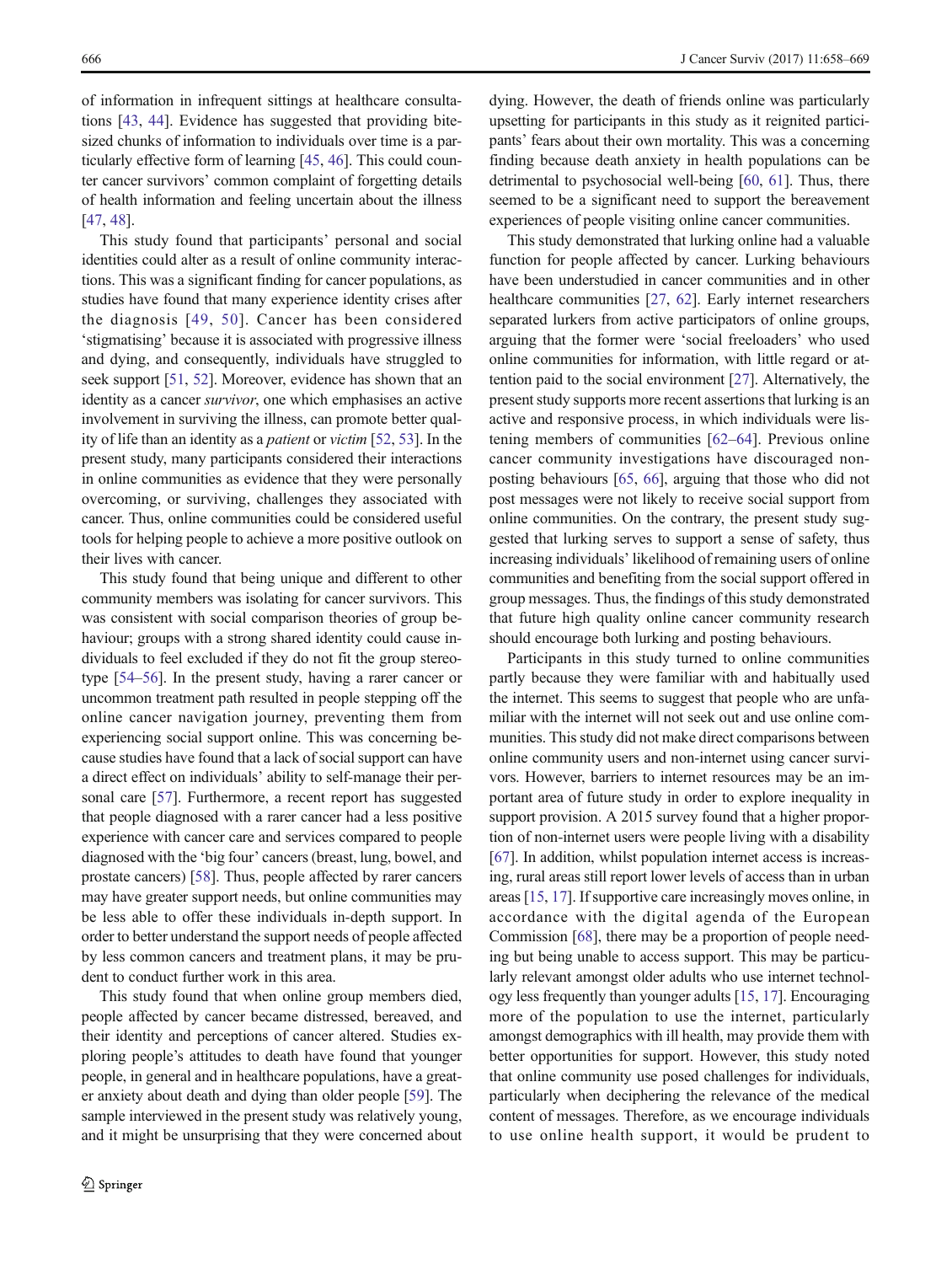of information in infrequent sittings at healthcare consultations [43, 44]. Evidence has suggested that providing bite-sized chunks of information to individuals over time is a particularly effective form of learning [45, 46]. This could counter cancer survivors' common complaint of forgetting details of health information and feeling uncertain about the illness [47, 48].

This study found that participants' personal and social identities could alter as a result of online community interactions. This was a significant finding for cancer populations, as studies have found that many experience identity crises after the diagnosis [49, 50]. Cancer has been considered 'stigmatising' because it is associated with progressive illness and dying, and consequently, individuals have struggled to seek support [51, 52]. Moreover, evidence has shown that an identity as a cancer *survivor*, one which emphasises an active involvement in surviving the illness, can promote better quality of life than an identity as a *patient* or *victim* [52, 53]. In the present study, many participants considered their interactions in online communities as evidence that they were personally overcoming, or surviving, challenges they associated with cancer. Thus, online communities could be considered useful tools for helping people to achieve a more positive outlook on their lives with cancer.

This study found that being unique and different to other community members was isolating for cancer survivors. This was consistent with social comparison theories of group behaviour; groups with a strong shared identity could cause individuals to feel excluded if they do not fit the group stereotype [54–56]. In the present study, having a rarer cancer or uncommon treatment path resulted in people stepping off the online cancer navigation journey, preventing them from experiencing social support online. This was concerning because studies have found that a lack of social support can have a direct effect on individuals' ability to self-manage their personal care [57]. Furthermore, a recent report has suggested that people diagnosed with a rarer cancer had a less positive experience with cancer care and services compared to people diagnosed with the 'big four' cancers (breast, lung, bowel, and prostate cancers) [58]. Thus, people affected by rarer cancers may have greater support needs, but online communities may be less able to offer these individuals in-depth support. In order to better understand the support needs of people affected by less common cancers and treatment plans, it may be prudent to conduct further work in this area.

This study found that when online group members died, people affected by cancer became distressed, bereaved, and their identity and perceptions of cancer altered. Studies exploring people's attitudes to death have found that younger people, in general and in healthcare populations, have a greater anxiety about death and dying than older people [59]. The sample interviewed in the present study was relatively young, and it might be unsurprising that they were concerned about dying. However, the death of friends online was particularly upsetting for participants in this study as it reignited participants' fears about their own mortality. This was a concerning finding because death anxiety in health populations can be detrimental to psychosocial well-being [60, 61]. Thus, there seemed to be a significant need to support the bereavement experiences of people visiting online cancer communities.

This study demonstrated that lurking online had a valuable function for people affected by cancer. Lurking behaviours have been understudied in cancer communities and in other healthcare communities [27, 62]. Early internet researchers separated lurkers from active participators of online groups, arguing that the former were 'social freeloaders' who used online communities for information, with little regard or attention paid to the social environment [27]. Alternatively, the present study supports more recent assertions that lurking is an active and responsive process, in which individuals were listening members of communities [62–64]. Previous online cancer community investigations have discouraged non-posting behaviours [65, 66], arguing that those who did not post messages were not likely to receive social support from online communities. On the contrary, the present study suggested that lurking serves to support a sense of safety, thus increasing individuals' likelihood of remaining users of online communities and benefiting from the social support offered in group messages. Thus, the findings of this study demonstrated that future high quality online cancer community research should encourage both lurking and posting behaviours.

Participants in this study turned to online communities partly because they were familiar with and habitually used the internet. This seems to suggest that people who are unfamiliar with the internet will not seek out and use online communities. This study did not make direct comparisons between online community users and non-internet using cancer survivors. However, barriers to internet resources may be an important area of future study in order to explore inequality in support provision. A 2015 survey found that a higher proportion of non-internet users were people living with a disability [67]. In addition, whilst population internet access is increasing, rural areas still report lower levels of access than in urban areas [15, 17]. If supportive care increasingly moves online, in accordance with the digital agenda of the European Commission [68], there may be a proportion of people needing but being unable to access support. This may be particularly relevant amongst older adults who use internet technology less frequently than younger adults [15, 17]. Encouraging more of the population to use the internet, particularly amongst demographics with ill health, may provide them with better opportunities for support. However, this study noted that online community use posed challenges for individuals, particularly when deciphering the relevance of the medical content of messages. Therefore, as we encourage individuals to use online health support, it would be prudent to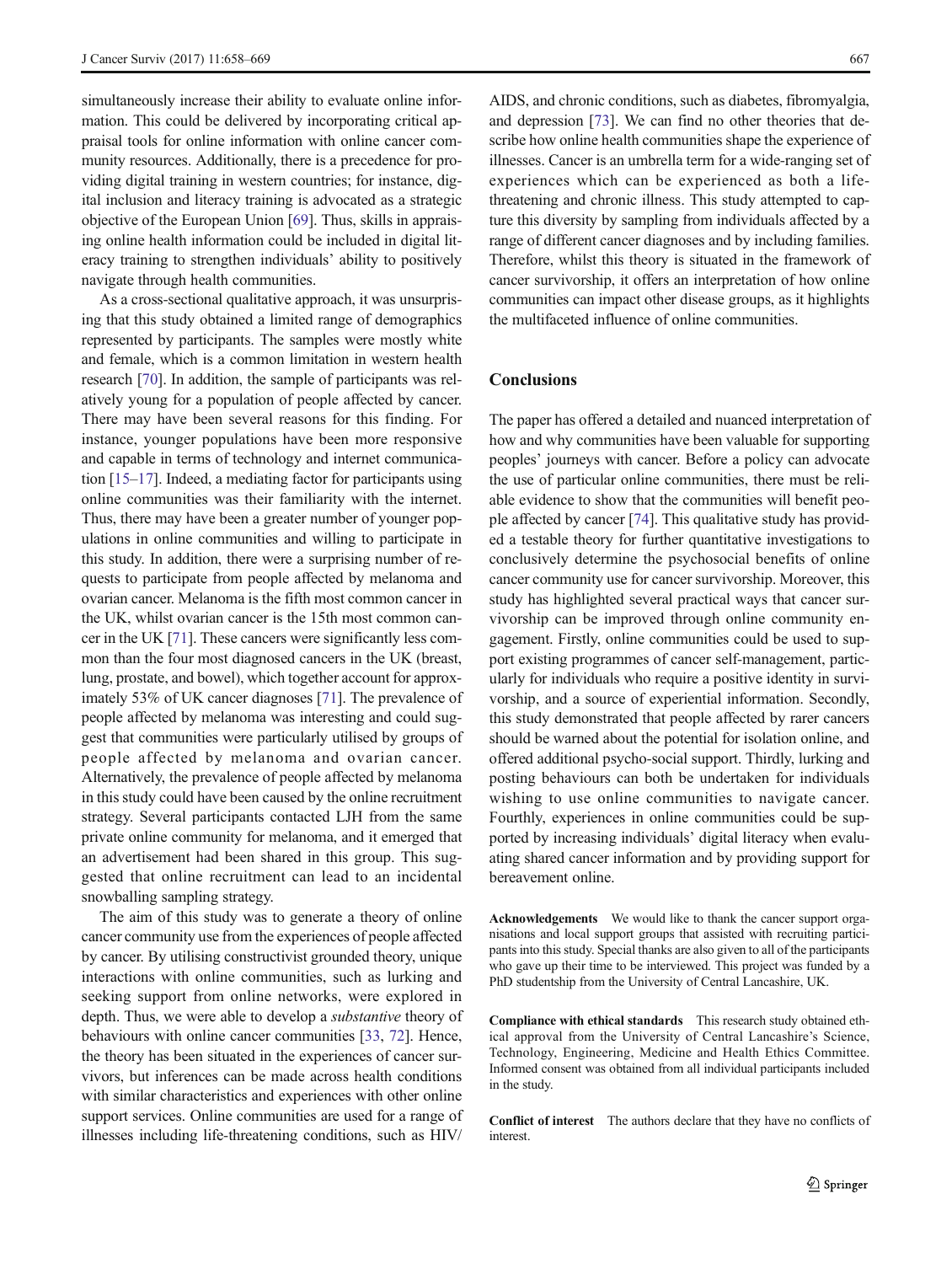simultaneously increase their ability to evaluate online information. This could be delivered by incorporating critical appraisal tools for online information with online cancer community resources. Additionally, there is a precedence for providing digital training in western countries; for instance, digital inclusion and literacy training is advocated as a strategic objective of the European Union [69]. Thus, skills in appraising online health information could be included in digital literacy training to strengthen individuals' ability to positively navigate through health communities.

As a cross-sectional qualitative approach, it was unsurprising that this study obtained a limited range of demographics represented by participants. The samples were mostly white and female, which is a common limitation in western health research [70]. In addition, the sample of participants was relatively young for a population of people affected by cancer. There may have been several reasons for this finding. For instance, younger populations have been more responsive and capable in terms of technology and internet communication [15–17]. Indeed, a mediating factor for participants using online communities was their familiarity with the internet. Thus, there may have been a greater number of younger populations in online communities and willing to participate in this study. In addition, there were a surprising number of requests to participate from people affected by melanoma and ovarian cancer. Melanoma is the fifth most common cancer in the UK, whilst ovarian cancer is the 15th most common cancer in the UK [71]. These cancers were significantly less common than the four most diagnosed cancers in the UK (breast, lung, prostate, and bowel), which together account for approximately 53% of UK cancer diagnoses [71]. The prevalence of people affected by melanoma was interesting and could suggest that communities were particularly utilised by groups of people affected by melanoma and ovarian cancer. Alternatively, the prevalence of people affected by melanoma in this study could have been caused by the online recruitment strategy. Several participants contacted LJH from the same private online community for melanoma, and it emerged that an advertisement had been shared in this group. This suggested that online recruitment can lead to an incidental snowballing sampling strategy.

The aim of this study was to generate a theory of online cancer community use from the experiences of people affected by cancer. By utilising constructivist grounded theory, unique interactions with online communities, such as lurking and seeking support from online networks, were explored in depth. Thus, we were able to develop a *substantive* theory of behaviours with online cancer communities [33, 72]. Hence, the theory has been situated in the experiences of cancer survivors, but inferences can be made across health conditions with similar characteristics and experiences with other online support services. Online communities are used for a range of illnesses including life-threatening conditions, such as HIV/AIDS, and chronic conditions, such as diabetes, fibromyalgia, and depression [73]. We can find no other theories that describe how online health communities shape the experience of illnesses. Cancer is an umbrella term for a wide-ranging set of experiences which can be experienced as both a life-threatening and chronic illness. This study attempted to capture this diversity by sampling from individuals affected by a range of different cancer diagnoses and by including families. Therefore, whilst this theory is situated in the framework of cancer survivorship, it offers an interpretation of how online communities can impact other disease groups, as it highlights the multifaceted influence of online communities.

## Conclusions

The paper has offered a detailed and nuanced interpretation of how and why communities have been valuable for supporting peoples' journeys with cancer. Before a policy can advocate the use of particular online communities, there must be reliable evidence to show that the communities will benefit people affected by cancer [74]. This qualitative study has provided a testable theory for further quantitative investigations to conclusively determine the psychosocial benefits of online cancer community use for cancer survivorship. Moreover, this study has highlighted several practical ways that cancer survivorship can be improved through online community engagement. Firstly, online communities could be used to support existing programmes of cancer self-management, particularly for individuals who require a positive identity in survivorship, and a source of experiential information. Secondly, this study demonstrated that people affected by rarer cancers should be warned about the potential for isolation online, and offered additional psycho-social support. Thirdly, lurking and posting behaviours can both be undertaken for individuals wishing to use online communities to navigate cancer. Fourthly, experiences in online communities could be supported by increasing individuals' digital literacy when evaluating shared cancer information and by providing support for bereavement online.

**Acknowledgements** We would like to thank the cancer support organisations and local support groups that assisted with recruiting participants into this study. Special thanks are also given to all of the participants who gave up their time to be interviewed. This project was funded by a PhD studentship from the University of Central Lancashire, UK.

**Compliance with ethical standards** This research study obtained ethical approval from the University of Central Lancashire's Science, Technology, Engineering, Medicine and Health Ethics Committee. Informed consent was obtained from all individual participants included in the study.

**Conflict of interest** The authors declare that they have no conflicts of interest.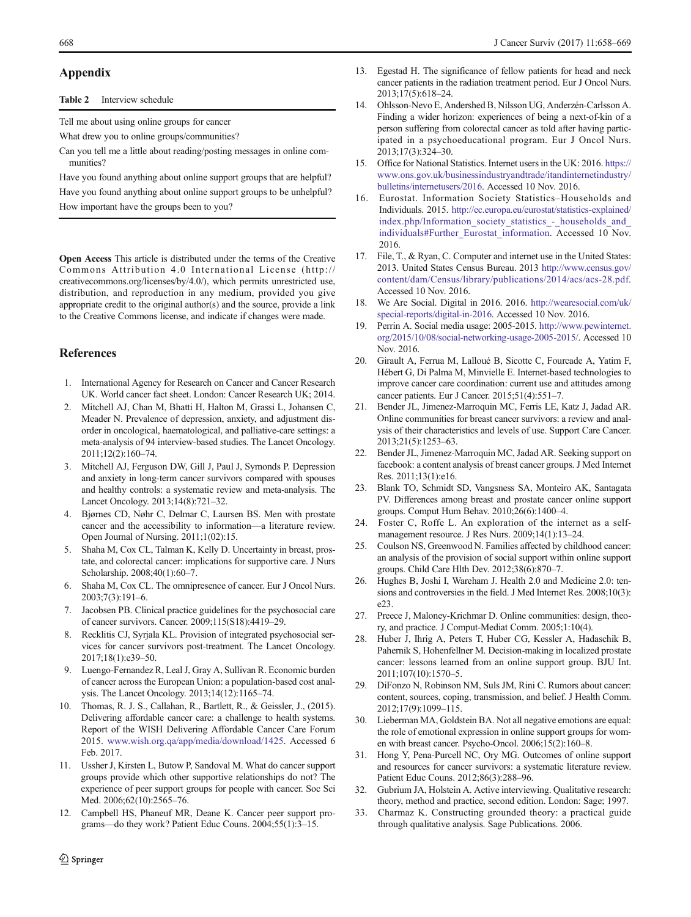## Appendix

**Table 2** Interview schedule

| |
|---|
| Tell me about using online groups for cancer |
| What drew you to online groups/communities? |
| Can you tell me a little about reading/posting messages in online communities? |
| Have you found anything about online support groups that are helpful? |
| Have you found anything about online support groups to be unhelpful? |
| How important have the groups been to you? |

**Open Access** This article is distributed under the terms of the Creative Commons Attribution 4.0 International License (http://creativecommons.org/licenses/by/4.0/), which permits unrestricted use, distribution, and reproduction in any medium, provided you give appropriate credit to the original author(s) and the source, provide a link to the Creative Commons license, and indicate if changes were made.

## References

1. International Agency for Research on Cancer and Cancer Research UK. World cancer fact sheet. London: Cancer Research UK; 2014.
2. Mitchell AJ, Chan M, Bhatti H, Halton M, Grassi L, Johansen C, Meader N. Prevalence of depression, anxiety, and adjustment disorder in oncological, haematological, and palliative-care settings: a meta-analysis of 94 interview-based studies. The Lancet Oncology. 2011;12(2):160–74.
3. Mitchell AJ, Ferguson DW, Gill J, Paul J, Symonds P. Depression and anxiety in long-term cancer survivors compared with spouses and healthy controls: a systematic review and meta-analysis. The Lancet Oncology. 2013;14(8):721–32.
4. Bjørnes CD, Nøhr C, Delmar C, Laursen BS. Men with prostate cancer and the accessibility to information—a literature review. Open Journal of Nursing. 2011;1(02):15.
5. Shaha M, Cox CL, Talman K, Kelly D. Uncertainty in breast, prostate, and colorectal cancer: implications for supportive care. J Nurs Scholarship. 2008;40(1):60–7.
6. Shaha M, Cox CL. The omnipresence of cancer. Eur J Oncol Nurs. 2003;7(3):191–6.
7. Jacobsen PB. Clinical practice guidelines for the psychosocial care of cancer survivors. Cancer. 2009;115(S18):4419–29.
8. Recklitis CJ, Syrjala KL. Provision of integrated psychosocial services for cancer survivors post-treatment. The Lancet Oncology. 2017;18(1):e39–50.
9. Luengo-Fernandez R, Leal J, Gray A, Sullivan R. Economic burden of cancer across the European Union: a population-based cost analysis. The Lancet Oncology. 2013;14(12):1165–74.
10. Thomas, R. J. S., Callahan, R., Bartlett, R., & Geissler, J., (2015). Delivering affordable cancer care: a challenge to health systems. Report of the WISH Delivering Affordable Cancer Care Forum 2015. www.wish.org.qa/app/media/download/1425. Accessed 6 Feb. 2017.
11. Ussher J, Kirsten L, Butow P, Sandoval M. What do cancer support groups provide which other supportive relationships do not? The experience of peer support groups for people with cancer. Soc Sci Med. 2006;62(10):2565–76.
12. Campbell HS, Phaneuf MR, Deane K. Cancer peer support programs—do they work? Patient Educ Couns. 2004;55(1):3–15.
13. Egestad H. The significance of fellow patients for head and neck cancer patients in the radiation treatment period. Eur J Oncol Nurs. 2013;17(5):618–24.
14. Ohlsson-Nevo E, Andershed B, Nilsson UG, Anderzén-Carlsson A. Finding a wider horizon: experiences of being a next-of-kin of a person suffering from colorectal cancer as told after having participated in a psychoeducational program. Eur J Oncol Nurs. 2013;17(3):324–30.
15. Office for National Statistics. Internet users in the UK: 2016. https://www.ons.gov.uk/businessindustryandtrade/itandinternetindustry/bulletins/internetusers/2016. Accessed 10 Nov. 2016.
16. Eurostat. Information Society Statistics–Households and Individuals. 2015. http://ec.europa.eu/eurostat/statistics-explained/index.php/Information_society_statistics_-_households_and_individuals#Further_Eurostat_information. Accessed 10 Nov. 2016.
17. File, T., & Ryan, C. Computer and internet use in the United States: 2013. United States Census Bureau. 2013 http://www.census.gov/content/dam/Census/library/publications/2014/acs/acs-28.pdf. Accessed 10 Nov. 2016.
18. We Are Social. Digital in 2016. 2016. http://wearesocial.com/uk/special-reports/digital-in-2016. Accessed 10 Nov. 2016.
19. Perrin A. Social media usage: 2005-2015. http://www.pewinternet.org/2015/10/08/social-networking-usage-2005-2015/. Accessed 10 Nov. 2016.
20. Girault A, Ferrua M, Lalloué B, Sicotte C, Fourcade A, Yatim F, Hébert G, Di Palma M, Minvielle E. Internet-based technologies to improve cancer care coordination: current use and attitudes among cancer patients. Eur J Cancer. 2015;51(4):551–7.
21. Bender JL, Jimenez-Marroquin MC, Ferris LE, Katz J, Jadad AR. Online communities for breast cancer survivors: a review and analysis of their characteristics and levels of use. Support Care Cancer. 2013;21(5):1253–63.
22. Bender JL, Jimenez-Marroquin MC, Jadad AR. Seeking support on facebook: a content analysis of breast cancer groups. J Med Internet Res. 2011;13(1):e16.
23. Blank TO, Schmidt SD, Vangsness SA, Monteiro AK, Santagata PV. Differences among breast and prostate cancer online support groups. Comput Hum Behav. 2010;26(6):1400–4.
24. Foster C, Roffe L. An exploration of the internet as a self-management resource. J Res Nurs. 2009;14(1):13–24.
25. Coulson NS, Greenwood N. Families affected by childhood cancer: an analysis of the provision of social support within online support groups. Child Care Hlth Dev. 2012;38(6):870–7.
26. Hughes B, Joshi I, Wareham J. Health 2.0 and Medicine 2.0: tensions and controversies in the field. J Med Internet Res. 2008;10(3):e23.
27. Preece J, Maloney-Krichmar D. Online communities: design, theory, and practice. J Comput-Mediat Comm. 2005;1:10(4).
28. Huber J, Ihrig A, Peters T, Huber CG, Kessler A, Hadaschik B, Pahernik S, Hohenfellner M. Decision-making in localized prostate cancer: lessons learned from an online support group. BJU Int. 2011;107(10):1570–5.
29. DiFonzo N, Robinson NM, Suls JM, Rini C. Rumors about cancer: content, sources, coping, transmission, and belief. J Health Comm. 2012;17(9):1099–115.
30. Lieberman MA, Goldstein BA. Not all negative emotions are equal: the role of emotional expression in online support groups for women with breast cancer. Psycho-Oncol. 2006;15(2):160–8.
31. Hong Y, Pena-Purcell NC, Ory MG. Outcomes of online support and resources for cancer survivors: a systematic literature review. Patient Educ Couns. 2012;86(3):288–96.
32. Gubrium JA, Holstein A. Active interviewing. Qualitative research: theory, method and practice, second edition. London: Sage; 1997.
33. Charmaz K. Constructing grounded theory: a practical guide through qualitative analysis. Sage Publications. 2006.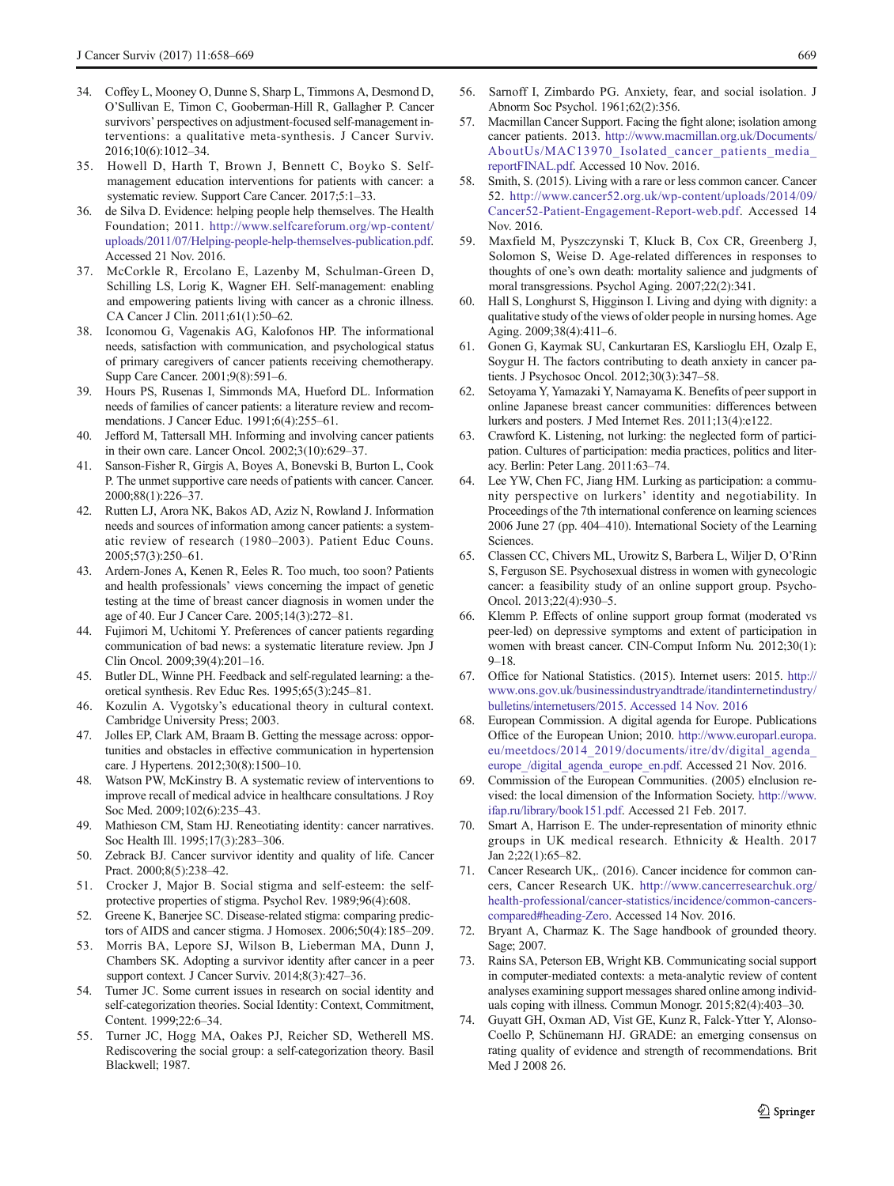34. Coffey L, Mooney O, Dunne S, Sharp L, Timmons A, Desmond D, O'Sullivan E, Timon C, Gooberman-Hill R, Gallagher P. Cancer survivors' perspectives on adjustment-focused self-management interventions: a qualitative meta-synthesis. J Cancer Surviv. 2016;10(6):1012–34.
35. Howell D, Harth T, Brown J, Bennett C, Boyko S. Self-management education interventions for patients with cancer: a systematic review. Support Care Cancer. 2017;5:1–33.
36. de Silva D. Evidence: helping people help themselves. The Health Foundation; 2011. http://www.selfcareforum.org/wp-content/uploads/2011/07/Helping-people-help-themselves-publication.pdf. Accessed 21 Nov. 2016.
37. McCorkle R, Ercolano E, Lazenby M, Schulman-Green D, Schilling LS, Lorig K, Wagner EH. Self-management: enabling and empowering patients living with cancer as a chronic illness. CA Cancer J Clin. 2011;61(1):50–62.
38. Iconomou G, Vagenakis AG, Kalofonos HP. The informational needs, satisfaction with communication, and psychological status of primary caregivers of cancer patients receiving chemotherapy. Supp Care Cancer. 2001;9(8):591–6.
39. Hours PS, Rusenas I, Simmonds MA, Hueford DL. Information needs of families of cancer patients: a literature review and recommendations. J Cancer Educ. 1991;6(4):255–61.
40. Jefford M, Tattersall MH. Informing and involving cancer patients in their own care. Lancer Oncol. 2002;3(10):629–37.
41. Sanson-Fisher R, Girgis A, Boyes A, Bonevski B, Burton L, Cook P. The unmet supportive care needs of patients with cancer. Cancer. 2000;88(1):226–37.
42. Rutten LJ, Arora NK, Bakos AD, Aziz N, Rowland J. Information needs and sources of information among cancer patients: a systematic review of research (1980–2003). Patient Educ Couns. 2005;57(3):250–61.
43. Ardern-Jones A, Kenen R, Eeles R. Too much, too soon? Patients and health professionals' views concerning the impact of genetic testing at the time of breast cancer diagnosis in women under the age of 40. Eur J Cancer Care. 2005;14(3):272–81.
44. Fujimori M, Uchitomi Y. Preferences of cancer patients regarding communication of bad news: a systematic literature review. Jpn J Clin Oncol. 2009;39(4):201–16.
45. Butler DL, Winne PH. Feedback and self-regulated learning: a theoretical synthesis. Rev Educ Res. 1995;65(3):245–81.
46. Kozulin A. Vygotsky's educational theory in cultural context. Cambridge University Press; 2003.
47. Jolles EP, Clark AM, Braam B. Getting the message across: opportunities and obstacles in effective communication in hypertension care. J Hypertens. 2012;30(8):1500–10.
48. Watson PW, McKinstry B. A systematic review of interventions to improve recall of medical advice in healthcare consultations. J Roy Soc Med. 2009;102(6):235–43.
49. Mathieson CM, Stam HJ. Reneotiating identity: cancer narratives. Soc Health Ill. 1995;17(3):283–306.
50. Zebrack BJ. Cancer survivor identity and quality of life. Cancer Pract. 2000;8(5):238–42.
51. Crocker J, Major B. Social stigma and self-esteem: the self-protective properties of stigma. Psychol Rev. 1989;96(4):608.
52. Greene K, Banerjee SC. Disease-related stigma: comparing predictors of AIDS and cancer stigma. J Homosex. 2006;50(4):185–209.
53. Morris BA, Lepore SJ, Wilson B, Lieberman MA, Dunn J, Chambers SK. Adopting a survivor identity after cancer in a peer support context. J Cancer Surviv. 2014;8(3):427–36.
54. Turner JC. Some current issues in research on social identity and self-categorization theories. Social Identity: Context, Commitment, Content. 1999;22:6–34.
55. Turner JC, Hogg MA, Oakes PJ, Reicher SD, Wetherell MS. Rediscovering the social group: a self-categorization theory. Basil Blackwell; 1987.
56. Sarnoff I, Zimbardo PG. Anxiety, fear, and social isolation. J Abnorm Soc Psychol. 1961;62(2):356.
57. Macmillan Cancer Support. Facing the fight alone; isolation among cancer patients. 2013. http://www.macmillan.org.uk/Documents/AboutUs/MAC13970_Isolated_cancer_patients_media_reportFINAL.pdf. Accessed 10 Nov. 2016.
58. Smith, S. (2015). Living with a rare or less common cancer. Cancer 52. http://www.cancer52.org.uk/wp-content/uploads/2014/09/Cancer52-Patient-Engagement-Report-web.pdf. Accessed 14 Nov. 2016.
59. Maxfield M, Pyszczynski T, Kluck B, Cox CR, Greenberg J, Solomon S, Weise D. Age-related differences in responses to thoughts of one's own death: mortality salience and judgments of moral transgressions. Psychol Aging. 2007;22(2):341.
60. Hall S, Longhurst S, Higginson I. Living and dying with dignity: a qualitative study of the views of older people in nursing homes. Age Aging. 2009;38(4):411–6.
61. Gonen G, Kaymak SU, Cankurtaran ES, Karslioglu EH, Ozalp E, Soygur H. The factors contributing to death anxiety in cancer patients. J Psychosoc Oncol. 2012;30(3):347–58.
62. Setoyama Y, Yamazaki Y, Namayama K. Benefits of peer support in online Japanese breast cancer communities: differences between lurkers and posters. J Med Internet Res. 2011;13(4):e122.
63. Crawford K. Listening, not lurking: the neglected form of participation. Cultures of participation: media practices, politics and literacy. Berlin: Peter Lang. 2011:63–74.
64. Lee YW, Chen FC, Jiang HM. Lurking as participation: a community perspective on lurkers' identity and negotiability. In Proceedings of the 7th international conference on learning sciences 2006 June 27 (pp. 404–410). International Society of the Learning Sciences.
65. Classen CC, Chivers ML, Urowitz S, Barbera L, Wiljer D, O'Rinn S, Ferguson SE. Psychosexual distress in women with gynecologic cancer: a feasibility study of an online support group. Psycho-Oncol. 2013;22(4):930–5.
66. Klemm P. Effects of online support group format (moderated vs peer-led) on depressive symptoms and extent of participation in women with breast cancer. CIN-Comput Inform Nu. 2012;30(1):9–18.
67. Office for National Statistics. (2015). Internet users: 2015. http://www.ons.gov.uk/businessindustryandtrade/itandinternetindustry/bulletins/internetusers/2015. Accessed 14 Nov. 2016
68. European Commission. A digital agenda for Europe. Publications Office of the European Union; 2010. http://www.europarl.europa.eu/meetdocs/2014_2019/documents/itre/dv/digital_agenda_europe_/digital_agenda_europe_en.pdf. Accessed 21 Nov. 2016.
69. Commission of the European Communities. (2005) eInclusion revised: the local dimension of the Information Society. http://www.ifap.ru/library/book151.pdf. Accessed 21 Feb. 2017.
70. Smart A, Harrison E. The under-representation of minority ethnic groups in UK medical research. Ethnicity & Health. 2017 Jan 2;22(1):65–82.
71. Cancer Research UK,. (2016). Cancer incidence for common cancers, Cancer Research UK. http://www.cancerresearchuk.org/health-professional/cancer-statistics/incidence/common-cancers-compared#heading-Zero. Accessed 14 Nov. 2016.
72. Bryant A, Charmaz K. The Sage handbook of grounded theory. Sage; 2007.
73. Rains SA, Peterson EB, Wright KB. Communicating social support in computer-mediated contexts: a meta-analytic review of content analyses examining support messages shared online among individuals coping with illness. Commun Monogr. 2015;82(4):403–30.
74. Guyatt GH, Oxman AD, Vist GE, Kunz R, Falck-Ytter Y, Alonso-Coello P, Schünemann HJ. GRADE: an emerging consensus on rating quality of evidence and strength of recommendations. Brit Med J 2008 26.